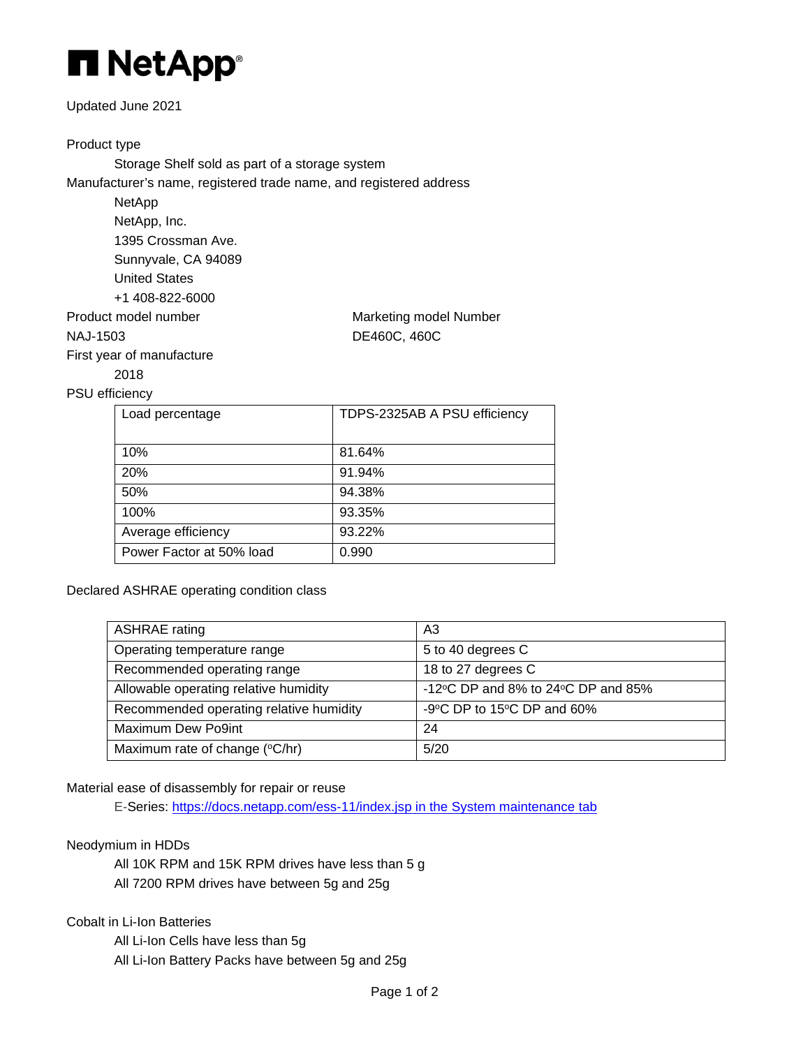# NetApp

Updated June 2021

Product type

Storage Shelf sold as part of a storage system

Manufacturer's name, registered trade name, and registered address

NetApp
NetApp, Inc.
1395 Crossman Ave.
Sunnyvale, CA 94089
United States
+1 408-822-6000

| Product model number | Marketing model Number |
|---|---|
| NAJ-1503 | DE460C, 460C |

First year of manufacture

2018

PSU efficiency

| Load percentage | TDPS-2325AB A PSU efficiency |
|---|---|
| 10% | 81.64% |
| 20% | 91.94% |
| 50% | 94.38% |
| 100% | 93.35% |
| Average efficiency | 93.22% |
| Power Factor at 50% load | 0.990 |

Declared ASHRAE operating condition class

| ASHRAE rating | A3 |
|---|---|
| Operating temperature range | 5 to 40 degrees C |
| Recommended operating range | 18 to 27 degrees C |
| Allowable operating relative humidity | -12°C DP and 8% to 24°C DP and 85% |
| Recommended operating relative humidity | -9°C DP to 15°C DP and 60% |
| Maximum Dew Po9int | 24 |
| Maximum rate of change (°C/hr) | 5/20 |

Material ease of disassembly for repair or reuse

E-Series: [https://docs.netapp.com/ess-11/index.jsp in the System maintenance tab](https://docs.netapp.com/ess-11/index.jsp)

Neodymium in HDDs

All 10K RPM and 15K RPM drives have less than 5 g
All 7200 RPM drives have between 5g and 25g

Cobalt in Li-Ion Batteries

All Li-Ion Cells have less than 5g
All Li-Ion Battery Packs have between 5g and 25g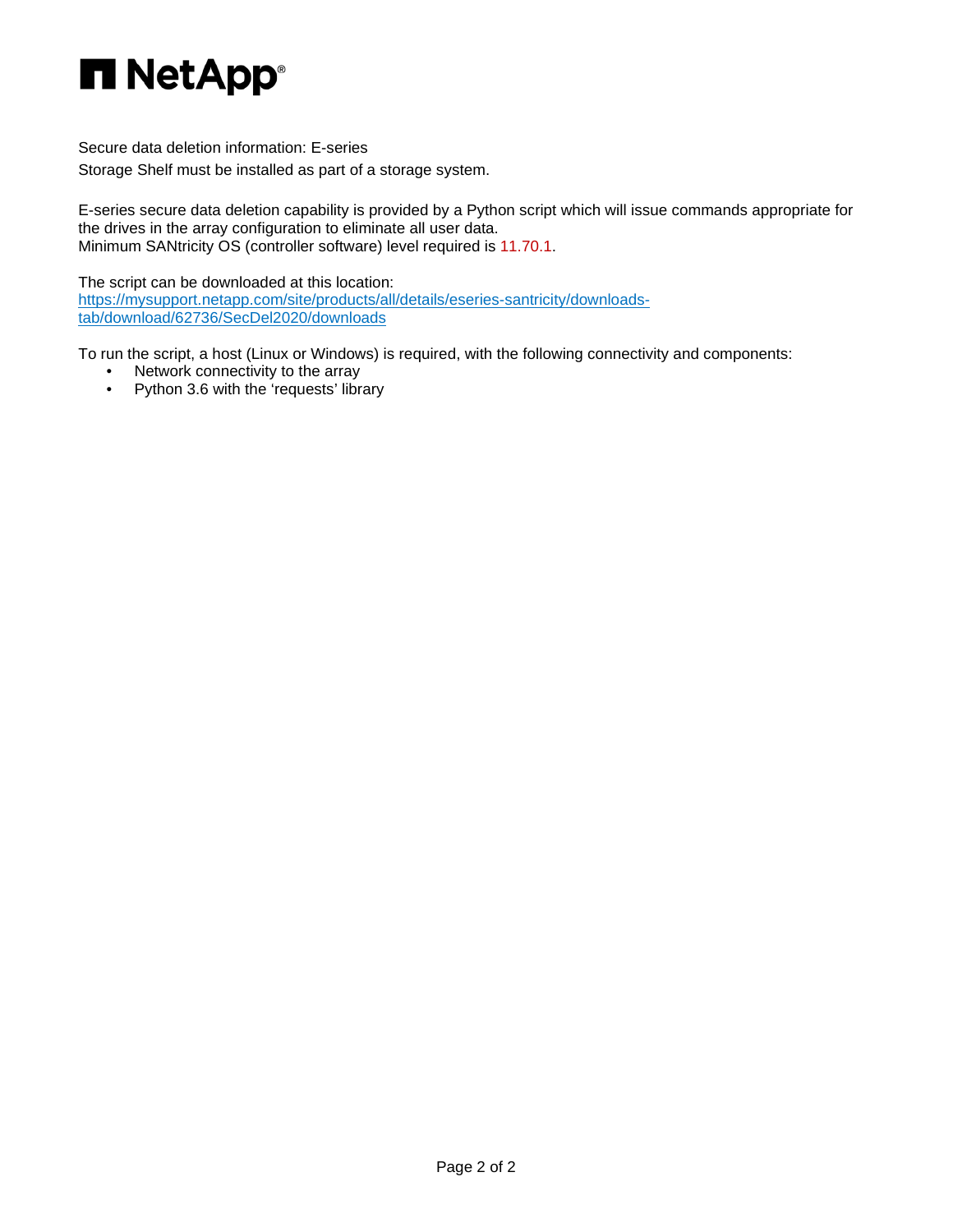NetApp

Secure data deletion information: E-series

Storage Shelf must be installed as part of a storage system.

E-series secure data deletion capability is provided by a Python script which will issue commands appropriate for the drives in the array configuration to eliminate all user data.
Minimum SANtricity OS (controller software) level required is 11.70.1.

The script can be downloaded at this location:
[https://mysupport.netapp.com/site/products/all/details/eseries-santricity/downloads-tab/download/62736/SecDel2020/downloads](https://mysupport.netapp.com/site/products/all/details/eseries-santricity/downloads-tab/download/62736/SecDel2020/downloads)

To run the script, a host (Linux or Windows) is required, with the following connectivity and components:

- Network connectivity to the array
- Python 3.6 with the 'requests' library